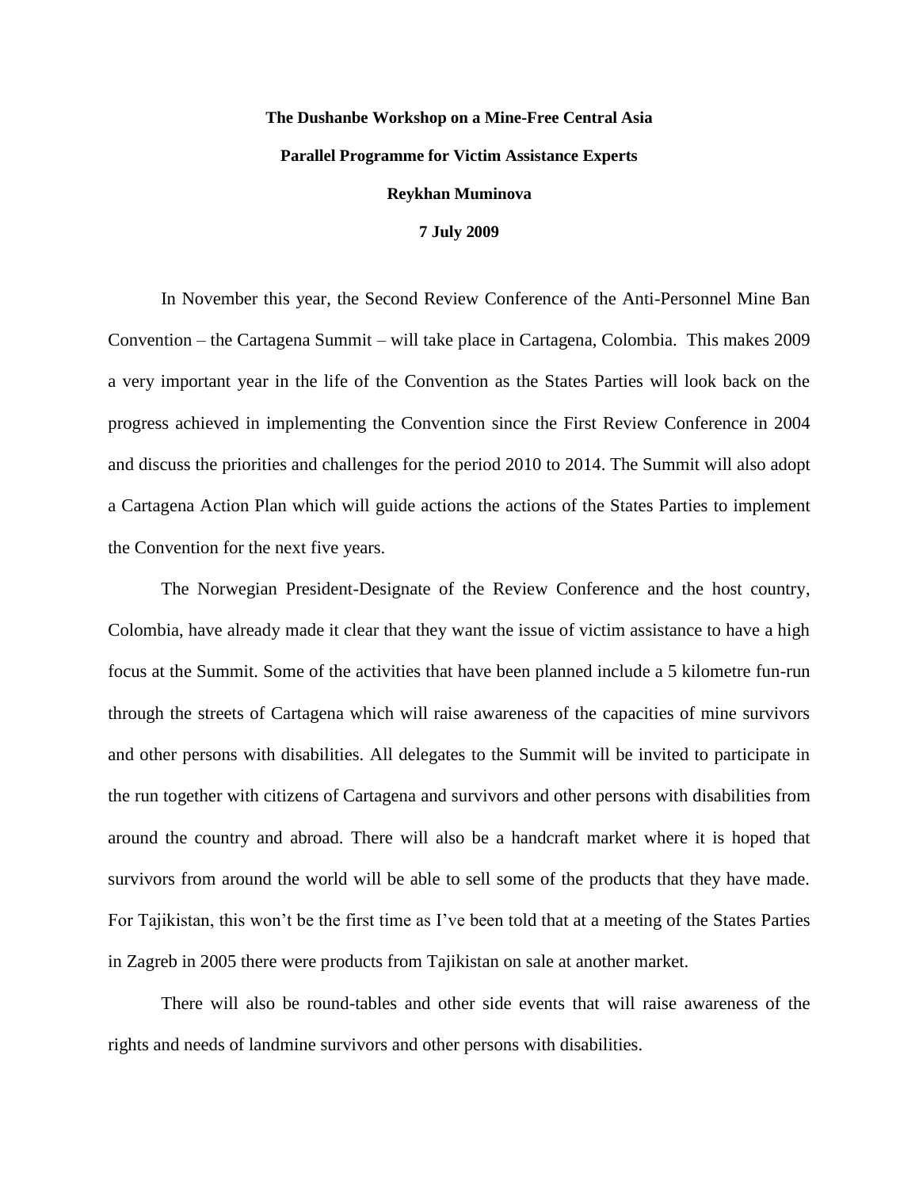**The Dushanbe Workshop on a Mine-Free Central Asia**

**Parallel Programme for Victim Assistance Experts**

**Reykhan Muminova**

**7 July 2009**

In November this year, the Second Review Conference of the Anti-Personnel Mine Ban Convention – the Cartagena Summit – will take place in Cartagena, Colombia. This makes 2009 a very important year in the life of the Convention as the States Parties will look back on the progress achieved in implementing the Convention since the First Review Conference in 2004 and discuss the priorities and challenges for the period 2010 to 2014. The Summit will also adopt a Cartagena Action Plan which will guide actions the actions of the States Parties to implement the Convention for the next five years.

The Norwegian President-Designate of the Review Conference and the host country, Colombia, have already made it clear that they want the issue of victim assistance to have a high focus at the Summit. Some of the activities that have been planned include a 5 kilometre fun-run through the streets of Cartagena which will raise awareness of the capacities of mine survivors and other persons with disabilities. All delegates to the Summit will be invited to participate in the run together with citizens of Cartagena and survivors and other persons with disabilities from around the country and abroad. There will also be a handcraft market where it is hoped that survivors from around the world will be able to sell some of the products that they have made. For Tajikistan, this won't be the first time as I've been told that at a meeting of the States Parties in Zagreb in 2005 there were products from Tajikistan on sale at another market.

There will also be round-tables and other side events that will raise awareness of the rights and needs of landmine survivors and other persons with disabilities.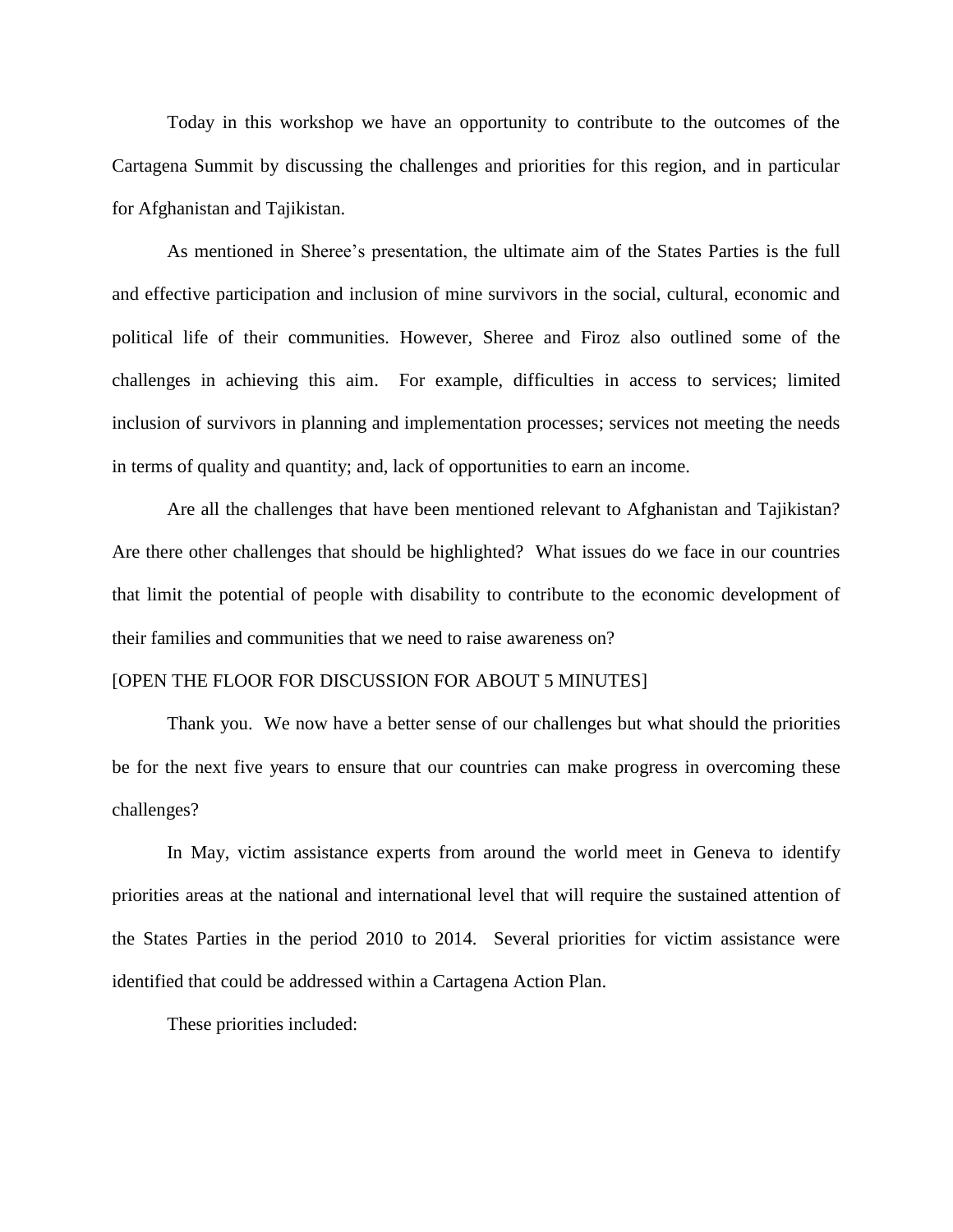Today in this workshop we have an opportunity to contribute to the outcomes of the Cartagena Summit by discussing the challenges and priorities for this region, and in particular for Afghanistan and Tajikistan.

As mentioned in Sheree's presentation, the ultimate aim of the States Parties is the full and effective participation and inclusion of mine survivors in the social, cultural, economic and political life of their communities. However, Sheree and Firoz also outlined some of the challenges in achieving this aim. For example, difficulties in access to services; limited inclusion of survivors in planning and implementation processes; services not meeting the needs in terms of quality and quantity; and, lack of opportunities to earn an income.

Are all the challenges that have been mentioned relevant to Afghanistan and Tajikistan? Are there other challenges that should be highlighted? What issues do we face in our countries that limit the potential of people with disability to contribute to the economic development of their families and communities that we need to raise awareness on?

[OPEN THE FLOOR FOR DISCUSSION FOR ABOUT 5 MINUTES]

Thank you. We now have a better sense of our challenges but what should the priorities be for the next five years to ensure that our countries can make progress in overcoming these challenges?

In May, victim assistance experts from around the world meet in Geneva to identify priorities areas at the national and international level that will require the sustained attention of the States Parties in the period 2010 to 2014. Several priorities for victim assistance were identified that could be addressed within a Cartagena Action Plan.

These priorities included: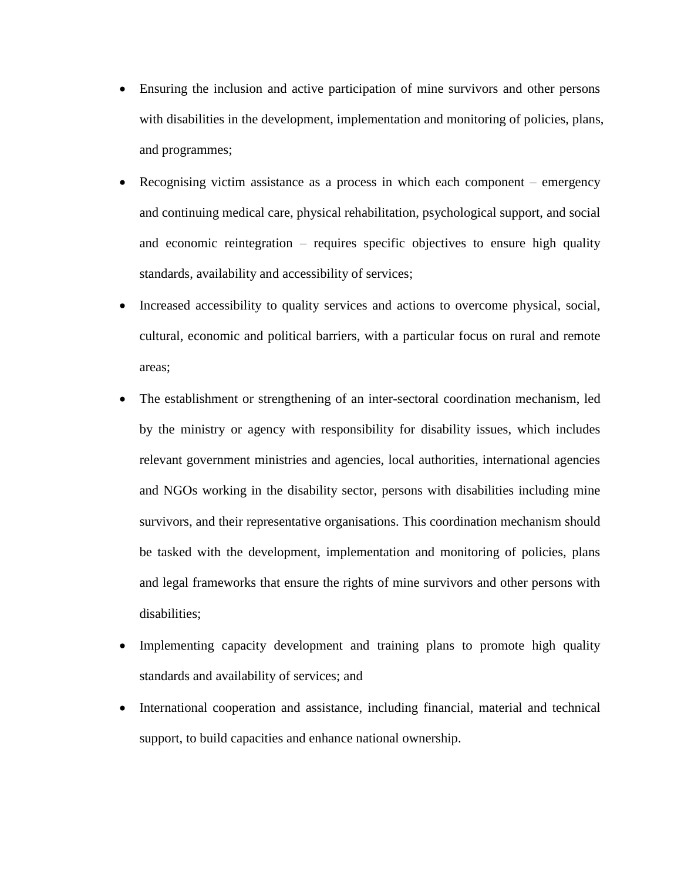- Ensuring the inclusion and active participation of mine survivors and other persons with disabilities in the development, implementation and monitoring of policies, plans, and programmes;
- Recognising victim assistance as a process in which each component – emergency and continuing medical care, physical rehabilitation, psychological support, and social and economic reintegration – requires specific objectives to ensure high quality standards, availability and accessibility of services;
- Increased accessibility to quality services and actions to overcome physical, social, cultural, economic and political barriers, with a particular focus on rural and remote areas;
- The establishment or strengthening of an inter-sectoral coordination mechanism, led by the ministry or agency with responsibility for disability issues, which includes relevant government ministries and agencies, local authorities, international agencies and NGOs working in the disability sector, persons with disabilities including mine survivors, and their representative organisations. This coordination mechanism should be tasked with the development, implementation and monitoring of policies, plans and legal frameworks that ensure the rights of mine survivors and other persons with disabilities;
- Implementing capacity development and training plans to promote high quality standards and availability of services; and
- International cooperation and assistance, including financial, material and technical support, to build capacities and enhance national ownership.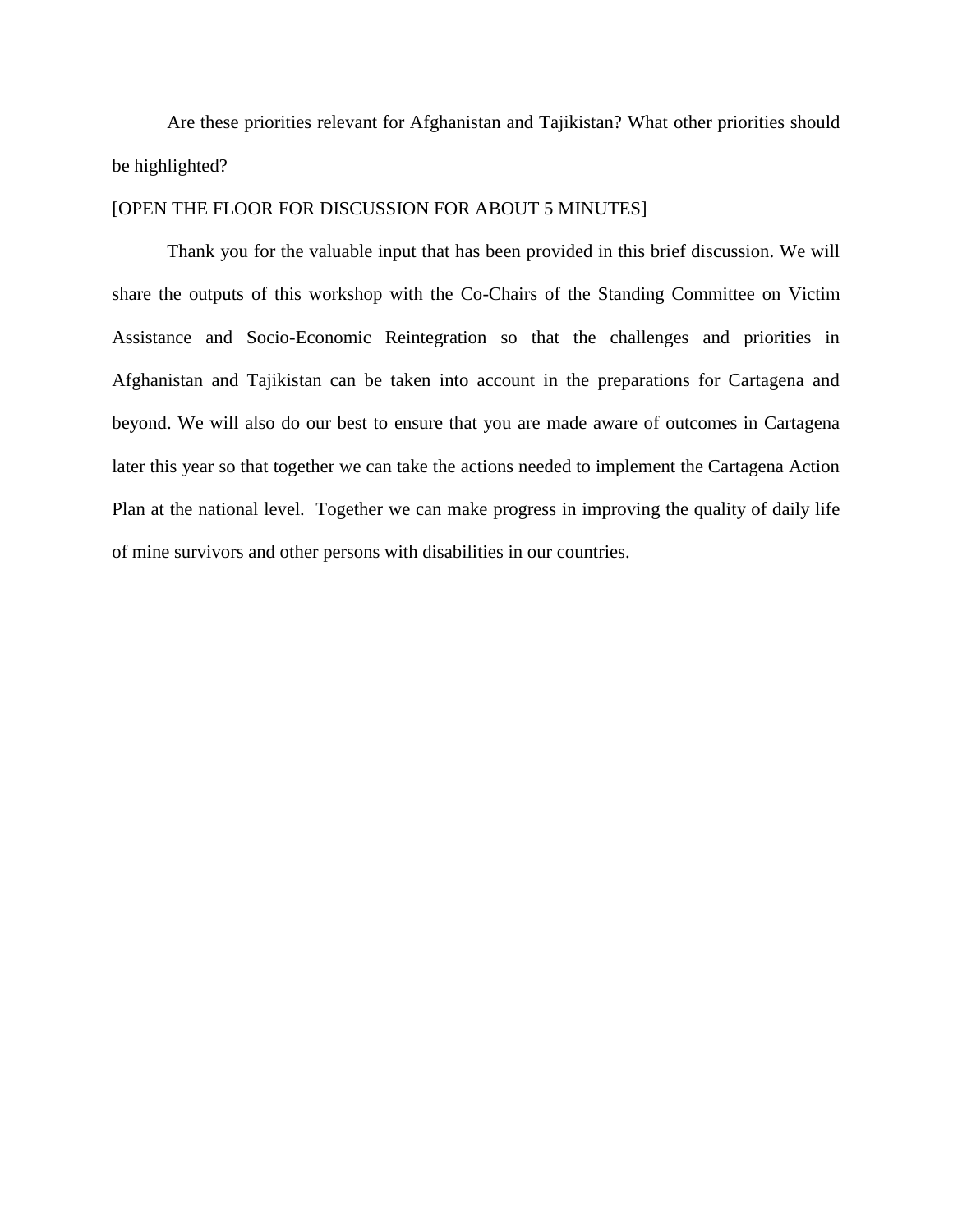Are these priorities relevant for Afghanistan and Tajikistan? What other priorities should be highlighted?

[OPEN THE FLOOR FOR DISCUSSION FOR ABOUT 5 MINUTES]

Thank you for the valuable input that has been provided in this brief discussion. We will share the outputs of this workshop with the Co-Chairs of the Standing Committee on Victim Assistance and Socio-Economic Reintegration so that the challenges and priorities in Afghanistan and Tajikistan can be taken into account in the preparations for Cartagena and beyond. We will also do our best to ensure that you are made aware of outcomes in Cartagena later this year so that together we can take the actions needed to implement the Cartagena Action Plan at the national level. Together we can make progress in improving the quality of daily life of mine survivors and other persons with disabilities in our countries.